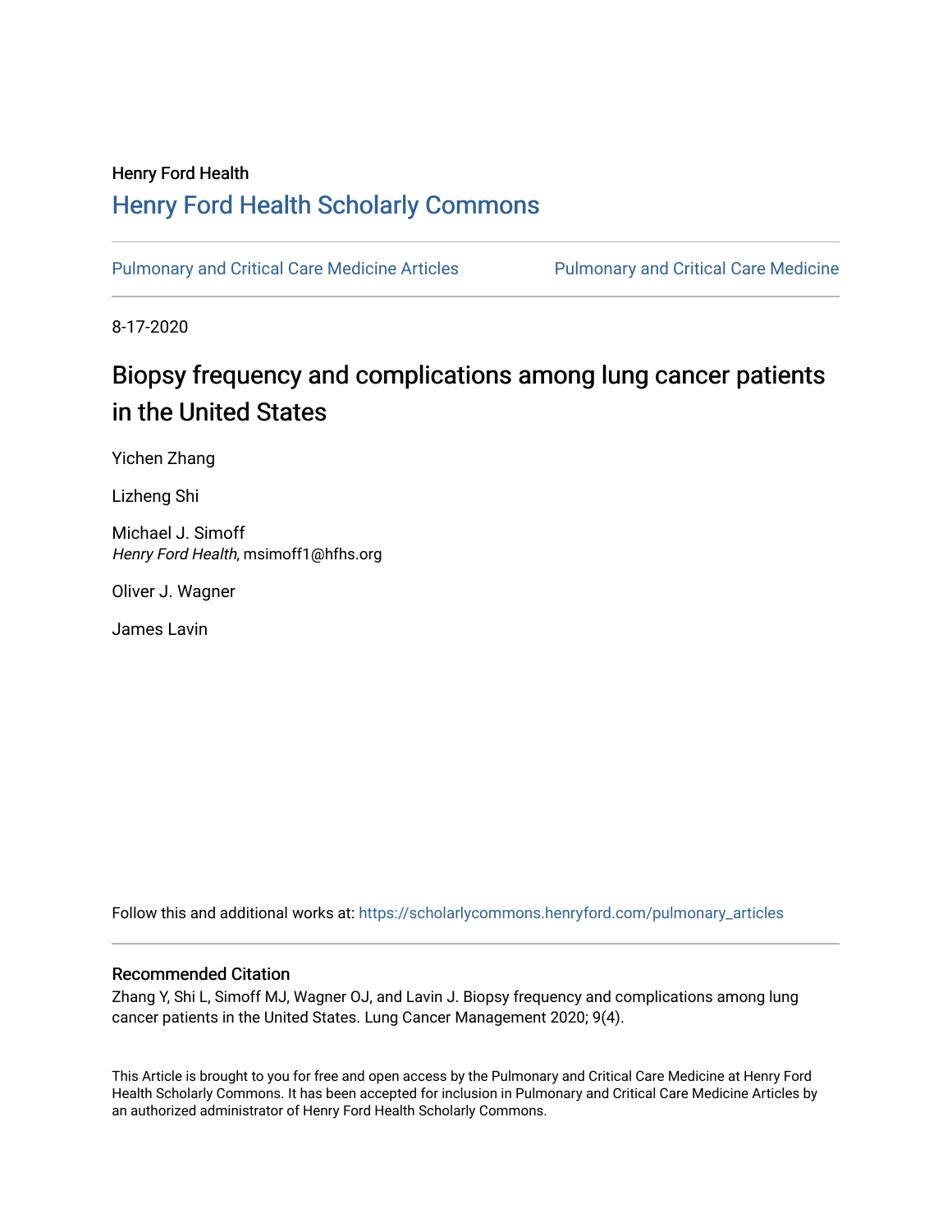Henry Ford Health

# Henry Ford Health Scholarly Commons

Pulmonary and Critical Care Medicine Articles | Pulmonary and Critical Care Medicine

8-17-2020

## Biopsy frequency and complications among lung cancer patients in the United States

Yichen Zhang

Lizheng Shi

Michael J. Simoff
*Henry Ford Health*, msimoff1@hfhs.org

Oliver J. Wagner

James Lavin

Follow this and additional works at: https://scholarlycommons.henryford.com/pulmonary_articles

### Recommended Citation

Zhang Y, Shi L, Simoff MJ, Wagner OJ, and Lavin J. Biopsy frequency and complications among lung cancer patients in the United States. Lung Cancer Management 2020; 9(4).

This Article is brought to you for free and open access by the Pulmonary and Critical Care Medicine at Henry Ford Health Scholarly Commons. It has been accepted for inclusion in Pulmonary and Critical Care Medicine Articles by an authorized administrator of Henry Ford Health Scholarly Commons.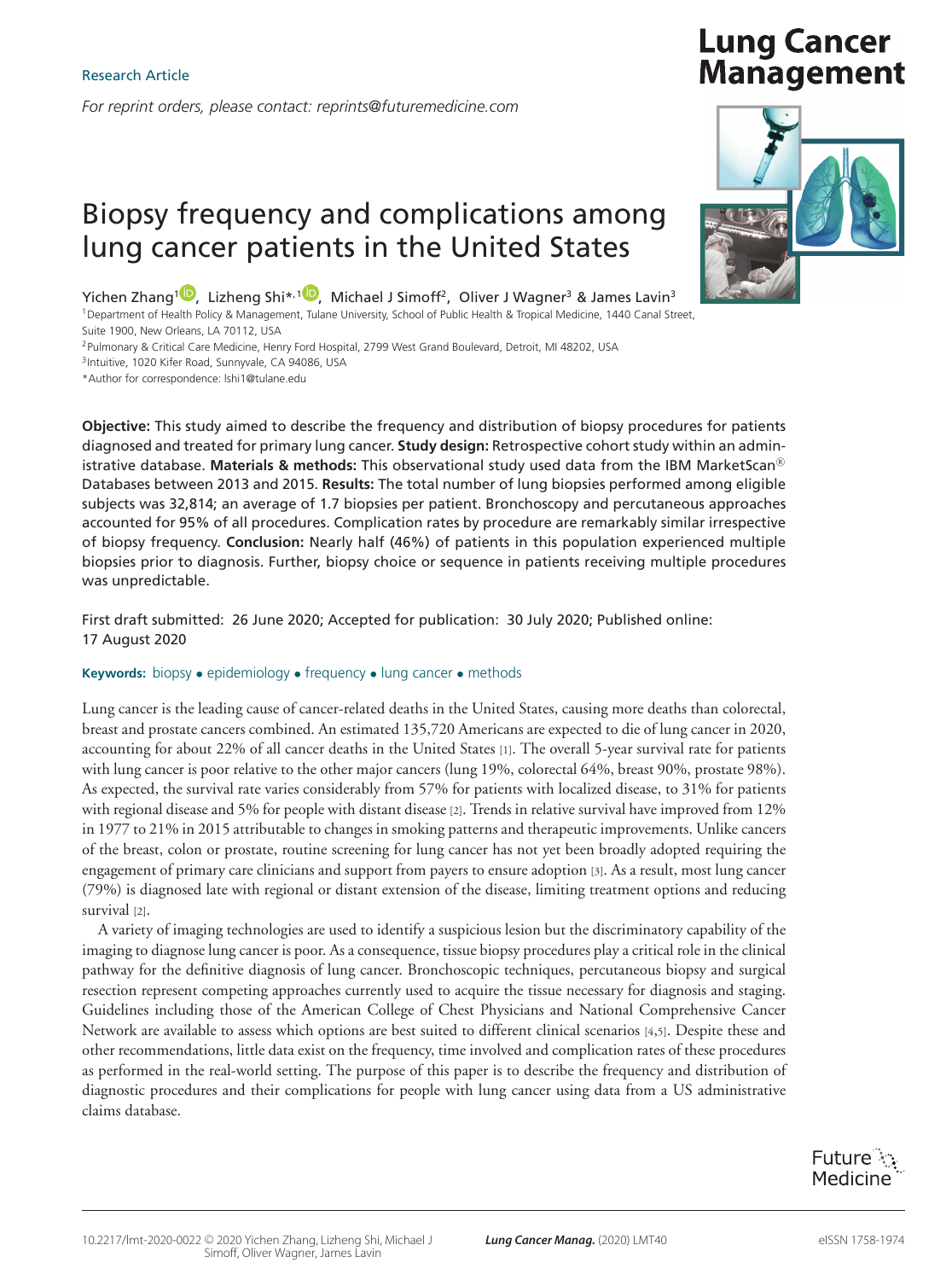Research Article

*For reprint orders, please contact: reprints@futuremedicine.com*

# Biopsy frequency and complications among lung cancer patients in the United States

Yichen Zhang[1], Lizheng Shi*,[1], Michael J Simoff[2], Oliver J Wagner[3] & James Lavin[3]

[1]Department of Health Policy & Management, Tulane University, School of Public Health & Tropical Medicine, 1440 Canal Street, Suite 1900, New Orleans, LA 70112, USA

[2]Pulmonary & Critical Care Medicine, Henry Ford Hospital, 2799 West Grand Boulevard, Detroit, MI 48202, USA

[3]Intuitive, 1020 Kifer Road, Sunnyvale, CA 94086, USA

*Author for correspondence: lshi1@tulane.edu

**Objective:** This study aimed to describe the frequency and distribution of biopsy procedures for patients diagnosed and treated for primary lung cancer. **Study design:** Retrospective cohort study within an administrative database. **Materials & methods:** This observational study used data from the IBM MarketScan® Databases between 2013 and 2015. **Results:** The total number of lung biopsies performed among eligible subjects was 32,814; an average of 1.7 biopsies per patient. Bronchoscopy and percutaneous approaches accounted for 95% of all procedures. Complication rates by procedure are remarkably similar irrespective of biopsy frequency. **Conclusion:** Nearly half (46%) of patients in this population experienced multiple biopsies prior to diagnosis. Further, biopsy choice or sequence in patients receiving multiple procedures was unpredictable.

First draft submitted: 26 June 2020; Accepted for publication: 30 July 2020; Published online: 17 August 2020

**Keywords:** biopsy • epidemiology • frequency • lung cancer • methods

Lung cancer is the leading cause of cancer-related deaths in the United States, causing more deaths than colorectal, breast and prostate cancers combined. An estimated 135,720 Americans are expected to die of lung cancer in 2020, accounting for about 22% of all cancer deaths in the United States [1]. The overall 5-year survival rate for patients with lung cancer is poor relative to the other major cancers (lung 19%, colorectal 64%, breast 90%, prostate 98%). As expected, the survival rate varies considerably from 57% for patients with localized disease, to 31% for patients with regional disease and 5% for people with distant disease [2]. Trends in relative survival have improved from 12% in 1977 to 21% in 2015 attributable to changes in smoking patterns and therapeutic improvements. Unlike cancers of the breast, colon or prostate, routine screening for lung cancer has not yet been broadly adopted requiring the engagement of primary care clinicians and support from payers to ensure adoption [3]. As a result, most lung cancer (79%) is diagnosed late with regional or distant extension of the disease, limiting treatment options and reducing survival [2].

A variety of imaging technologies are used to identify a suspicious lesion but the discriminatory capability of the imaging to diagnose lung cancer is poor. As a consequence, tissue biopsy procedures play a critical role in the clinical pathway for the definitive diagnosis of lung cancer. Bronchoscopic techniques, percutaneous biopsy and surgical resection represent competing approaches currently used to acquire the tissue necessary for diagnosis and staging. Guidelines including those of the American College of Chest Physicians and National Comprehensive Cancer Network are available to assess which options are best suited to different clinical scenarios [4,5]. Despite these and other recommendations, little data exist on the frequency, time involved and complication rates of these procedures as performed in the real-world setting. The purpose of this paper is to describe the frequency and distribution of diagnostic procedures and their complications for people with lung cancer using data from a US administrative claims database.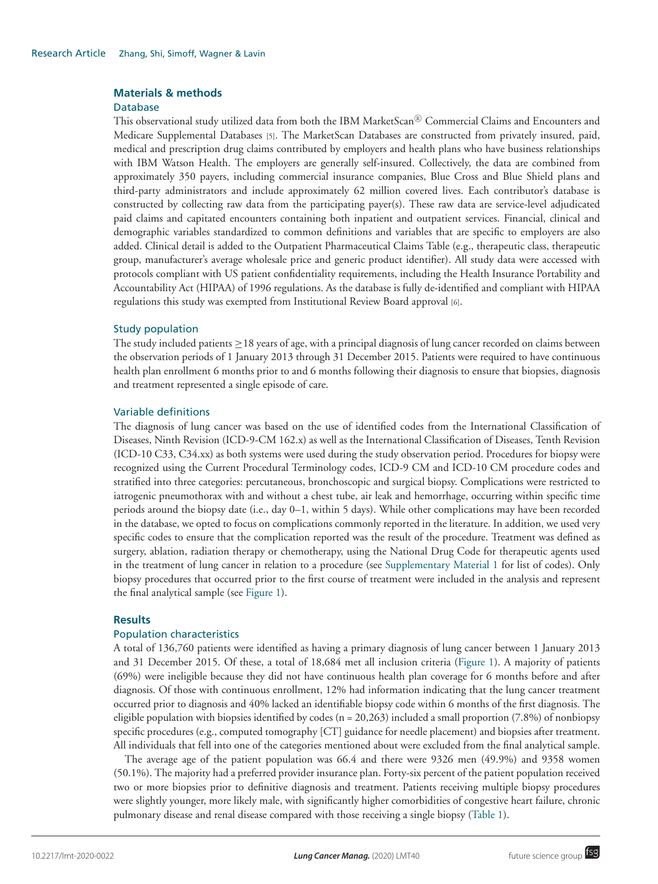## Materials & methods

### Database

This observational study utilized data from both the IBM MarketScan® Commercial Claims and Encounters and Medicare Supplemental Databases [5]. The MarketScan Databases are constructed from privately insured, paid, medical and prescription drug claims contributed by employers and health plans who have business relationships with IBM Watson Health. The employers are generally self-insured. Collectively, the data are combined from approximately 350 payers, including commercial insurance companies, Blue Cross and Blue Shield plans and third-party administrators and include approximately 62 million covered lives. Each contributor's database is constructed by collecting raw data from the participating payer(s). These raw data are service-level adjudicated paid claims and capitated encounters containing both inpatient and outpatient services. Financial, clinical and demographic variables standardized to common definitions and variables that are specific to employers are also added. Clinical detail is added to the Outpatient Pharmaceutical Claims Table (e.g., therapeutic class, therapeutic group, manufacturer's average wholesale price and generic product identifier). All study data were accessed with protocols compliant with US patient confidentiality requirements, including the Health Insurance Portability and Accountability Act (HIPAA) of 1996 regulations. As the database is fully de-identified and compliant with HIPAA regulations this study was exempted from Institutional Review Board approval [6].

### Study population

The study included patients ≥18 years of age, with a principal diagnosis of lung cancer recorded on claims between the observation periods of 1 January 2013 through 31 December 2015. Patients were required to have continuous health plan enrollment 6 months prior to and 6 months following their diagnosis to ensure that biopsies, diagnosis and treatment represented a single episode of care.

### Variable definitions

The diagnosis of lung cancer was based on the use of identified codes from the International Classification of Diseases, Ninth Revision (ICD-9-CM 162.x) as well as the International Classification of Diseases, Tenth Revision (ICD-10 C33, C34.xx) as both systems were used during the study observation period. Procedures for biopsy were recognized using the Current Procedural Terminology codes, ICD-9 CM and ICD-10 CM procedure codes and stratified into three categories: percutaneous, bronchoscopic and surgical biopsy. Complications were restricted to iatrogenic pneumothorax with and without a chest tube, air leak and hemorrhage, occurring within specific time periods around the biopsy date (i.e., day 0–1, within 5 days). While other complications may have been recorded in the database, we opted to focus on complications commonly reported in the literature. In addition, we used very specific codes to ensure that the complication reported was the result of the procedure. Treatment was defined as surgery, ablation, radiation therapy or chemotherapy, using the National Drug Code for therapeutic agents used in the treatment of lung cancer in relation to a procedure (see Supplementary Material 1 for list of codes). Only biopsy procedures that occurred prior to the first course of treatment were included in the analysis and represent the final analytical sample (see Figure 1).

## Results

### Population characteristics

A total of 136,760 patients were identified as having a primary diagnosis of lung cancer between 1 January 2013 and 31 December 2015. Of these, a total of 18,684 met all inclusion criteria (Figure 1). A majority of patients (69%) were ineligible because they did not have continuous health plan coverage for 6 months before and after diagnosis. Of those with continuous enrollment, 12% had information indicating that the lung cancer treatment occurred prior to diagnosis and 40% lacked an identifiable biopsy code within 6 months of the first diagnosis. The eligible population with biopsies identified by codes (n = 20,263) included a small proportion (7.8%) of nonbiopsy specific procedures (e.g., computed tomography [CT] guidance for needle placement) and biopsies after treatment. All individuals that fell into one of the categories mentioned about were excluded from the final analytical sample.

The average age of the patient population was 66.4 and there were 9326 men (49.9%) and 9358 women (50.1%). The majority had a preferred provider insurance plan. Forty-six percent of the patient population received two or more biopsies prior to definitive diagnosis and treatment. Patients receiving multiple biopsy procedures were slightly younger, more likely male, with significantly higher comorbidities of congestive heart failure, chronic pulmonary disease and renal disease compared with those receiving a single biopsy (Table 1).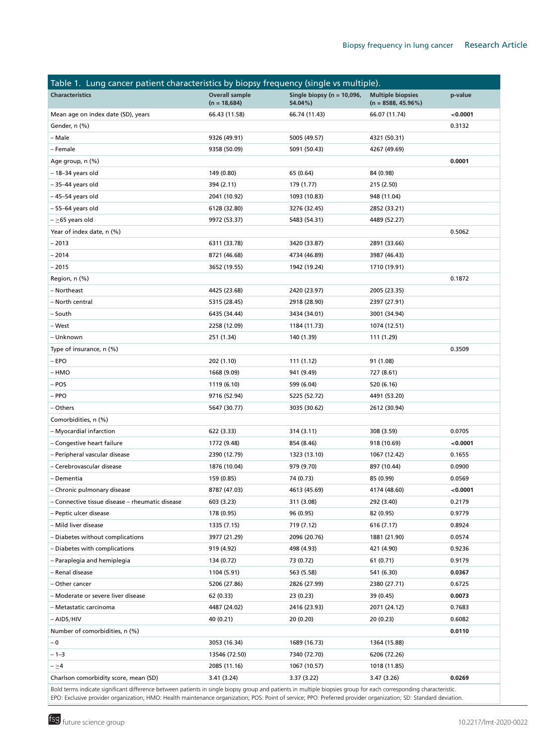**Table 1. Lung cancer patient characteristics by biopsy frequency (single vs multiple).**

| Characteristics | Overall sample (n = 18,684) | Single biopsy (n = 10,096, 54.04%) | Multiple biopsies (n = 8588, 45.96%) | p-value |
|---|---|---|---|---|
| Mean age on index date (SD), years | 66.43 (11.58) | 66.74 (11.43) | 66.07 (11.74) | **<0.0001** |
| Gender, n (%) | | | | 0.3132 |
| – Male | 9326 (49.91) | 5005 (49.57) | 4321 (50.31) | |
| – Female | 9358 (50.09) | 5091 (50.43) | 4267 (49.69) | |
| Age group, n (%) | | | | **0.0001** |
| – 18–34 years old | 149 (0.80) | 65 (0.64) | 84 (0.98) | |
| – 35–44 years old | 394 (2.11) | 179 (1.77) | 215 (2.50) | |
| – 45–54 years old | 2041 (10.92) | 1093 (10.83) | 948 (11.04) | |
| – 55–64 years old | 6128 (32.80) | 3276 (32.45) | 2852 (33.21) | |
| – ≥65 years old | 9972 (53.37) | 5483 (54.31) | 4489 (52.27) | |
| Year of index date, n (%) | | | | 0.5062 |
| – 2013 | 6311 (33.78) | 3420 (33.87) | 2891 (33.66) | |
| – 2014 | 8721 (46.68) | 4734 (46.89) | 3987 (46.43) | |
| – 2015 | 3652 (19.55) | 1942 (19.24) | 1710 (19.91) | |
| Region, n (%) | | | | 0.1872 |
| – Northeast | 4425 (23.68) | 2420 (23.97) | 2005 (23.35) | |
| – North central | 5315 (28.45) | 2918 (28.90) | 2397 (27.91) | |
| – South | 6435 (34.44) | 3434 (34.01) | 3001 (34.94) | |
| – West | 2258 (12.09) | 1184 (11.73) | 1074 (12.51) | |
| – Unknown | 251 (1.34) | 140 (1.39) | 111 (1.29) | |
| Type of insurance, n (%) | | | | 0.3509 |
| – EPO | 202 (1.10) | 111 (1.12) | 91 (1.08) | |
| – HMO | 1668 (9.09) | 941 (9.49) | 727 (8.61) | |
| – POS | 1119 (6.10) | 599 (6.04) | 520 (6.16) | |
| – PPO | 9716 (52.94) | 5225 (52.72) | 4491 (53.20) | |
| – Others | 5647 (30.77) | 3035 (30.62) | 2612 (30.94) | |
| Comorbidities, n (%) | | | | |
| – Myocardial infarction | 622 (3.33) | 314 (3.11) | 308 (3.59) | 0.0705 |
| – Congestive heart failure | 1772 (9.48) | 854 (8.46) | 918 (10.69) | **<0.0001** |
| – Peripheral vascular disease | 2390 (12.79) | 1323 (13.10) | 1067 (12.42) | 0.1655 |
| – Cerebrovascular disease | 1876 (10.04) | 979 (9.70) | 897 (10.44) | 0.0900 |
| – Dementia | 159 (0.85) | 74 (0.73) | 85 (0.99) | 0.0569 |
| – Chronic pulmonary disease | 8787 (47.03) | 4613 (45.69) | 4174 (48.60) | **<0.0001** |
| – Connective tissue disease – rheumatic disease | 603 (3.23) | 311 (3.08) | 292 (3.40) | 0.2179 |
| – Peptic ulcer disease | 178 (0.95) | 96 (0.95) | 82 (0.95) | 0.9779 |
| – Mild liver disease | 1335 (7.15) | 719 (7.12) | 616 (7.17) | 0.8924 |
| – Diabetes without complications | 3977 (21.29) | 2096 (20.76) | 1881 (21.90) | 0.0574 |
| – Diabetes with complications | 919 (4.92) | 498 (4.93) | 421 (4.90) | 0.9236 |
| – Paraplegia and hemiplegia | 134 (0.72) | 73 (0.72) | 61 (0.71) | 0.9179 |
| – Renal disease | 1104 (5.91) | 563 (5.58) | 541 (6.30) | **0.0367** |
| – Other cancer | 5206 (27.86) | 2826 (27.99) | 2380 (27.71) | 0.6725 |
| – Moderate or severe liver disease | 62 (0.33) | 23 (0.23) | 39 (0.45) | **0.0073** |
| – Metastatic carcinoma | 4487 (24.02) | 2416 (23.93) | 2071 (24.12) | 0.7683 |
| – AIDS/HIV | 40 (0.21) | 20 (0.20) | 20 (0.23) | 0.6082 |
| Number of comorbidities, n (%) | | | | **0.0110** |
| – 0 | 3053 (16.34) | 1689 (16.73) | 1364 (15.88) | |
| – 1–3 | 13546 (72.50) | 7340 (72.70) | 6206 (72.26) | |
| – ≥4 | 2085 (11.16) | 1067 (10.57) | 1018 (11.85) | |
| Charlson comorbidity score, mean (SD) | 3.41 (3.24) | 3.37 (3.22) | 3.47 (3.26) | **0.0269** |

Bold terms indicate significant difference between patients in single biopsy group and patients in multiple biopsies group for each corresponding characteristic.
EPO: Exclusive provider organization; HMO: Health maintenance organization; POS: Point of service; PPO: Preferred provider organization; SD: Standard deviation.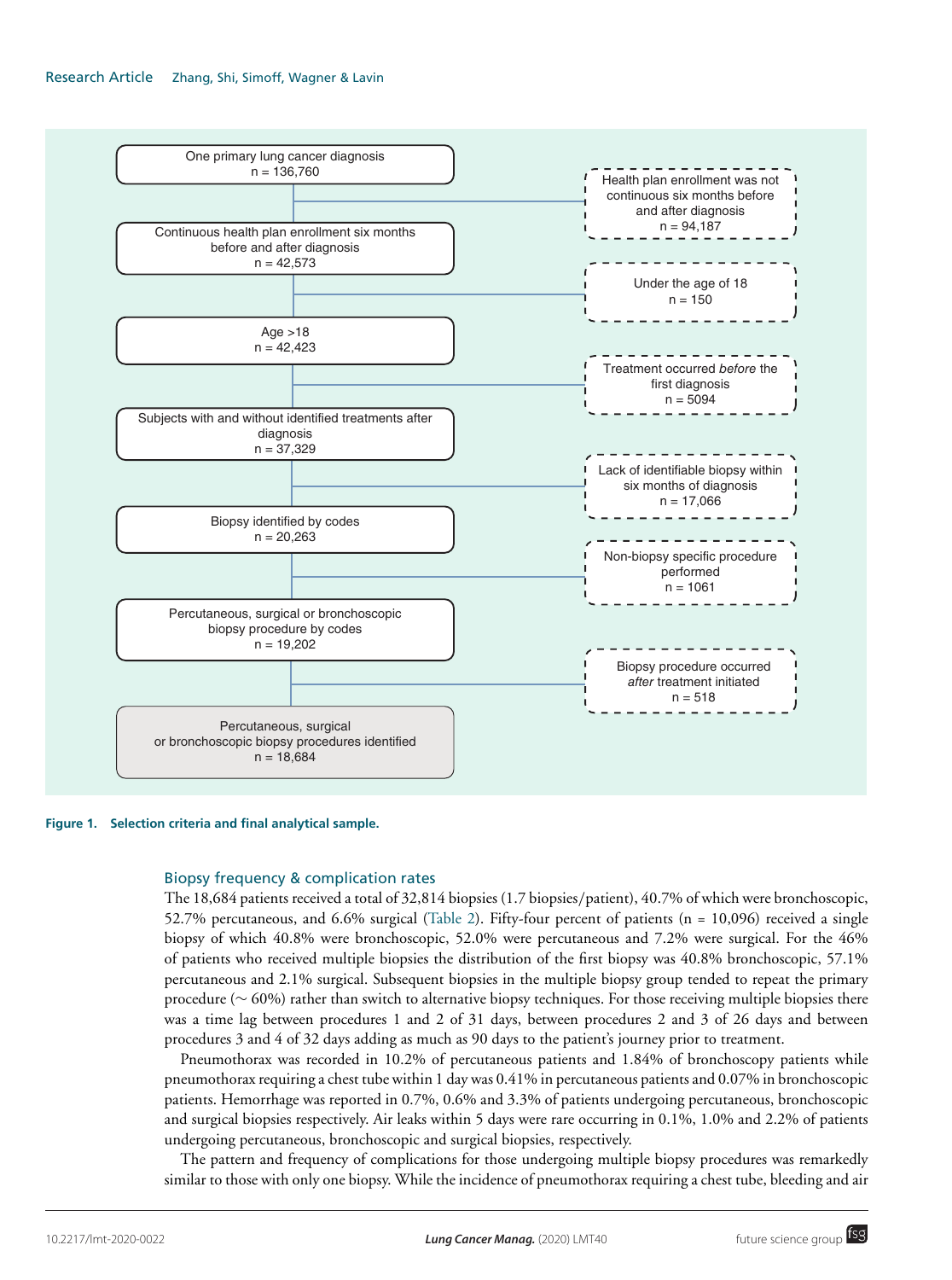One primary lung cancer diagnosis
n = 136,760

→ Health plan enrollment was not continuous six months before and after diagnosis
n = 94,187

Continuous health plan enrollment six months before and after diagnosis
n = 42,573

→ Under the age of 18
n = 150

Age >18
n = 42,423

→ Treatment occurred *before* the first diagnosis
n = 5094

Subjects with and without identified treatments after diagnosis
n = 37,329

→ Lack of identifiable biopsy within six months of diagnosis
n = 17,066

Biopsy identified by codes
n = 20,263

→ Non-biopsy specific procedure performed
n = 1061

Percutaneous, surgical or bronchoscopic biopsy procedure by codes
n = 19,202

→ Biopsy procedure occurred *after* treatment initiated
n = 518

Percutaneous, surgical or bronchoscopic biopsy procedures identified
n = 18,684

**Figure 1. Selection criteria and final analytical sample.**

## Biopsy frequency & complication rates

The 18,684 patients received a total of 32,814 biopsies (1.7 biopsies/patient), 40.7% of which were bronchoscopic, 52.7% percutaneous, and 6.6% surgical (Table 2). Fifty-four percent of patients (n = 10,096) received a single biopsy of which 40.8% were bronchoscopic, 52.0% were percutaneous and 7.2% were surgical. For the 46% of patients who received multiple biopsies the distribution of the first biopsy was 40.8% bronchoscopic, 57.1% percutaneous and 2.1% surgical. Subsequent biopsies in the multiple biopsy group tended to repeat the primary procedure (~ 60%) rather than switch to alternative biopsy techniques. For those receiving multiple biopsies there was a time lag between procedures 1 and 2 of 31 days, between procedures 2 and 3 of 26 days and between procedures 3 and 4 of 32 days adding as much as 90 days to the patient's journey prior to treatment.

Pneumothorax was recorded in 10.2% of percutaneous patients and 1.84% of bronchoscopy patients while pneumothorax requiring a chest tube within 1 day was 0.41% in percutaneous patients and 0.07% in bronchoscopic patients. Hemorrhage was reported in 0.7%, 0.6% and 3.3% of patients undergoing percutaneous, bronchoscopic and surgical biopsies respectively. Air leaks within 5 days were rare occurring in 0.1%, 1.0% and 2.2% of patients undergoing percutaneous, bronchoscopic and surgical biopsies, respectively.

The pattern and frequency of complications for those undergoing multiple biopsy procedures was remarkedly similar to those with only one biopsy. While the incidence of pneumothorax requiring a chest tube, bleeding and air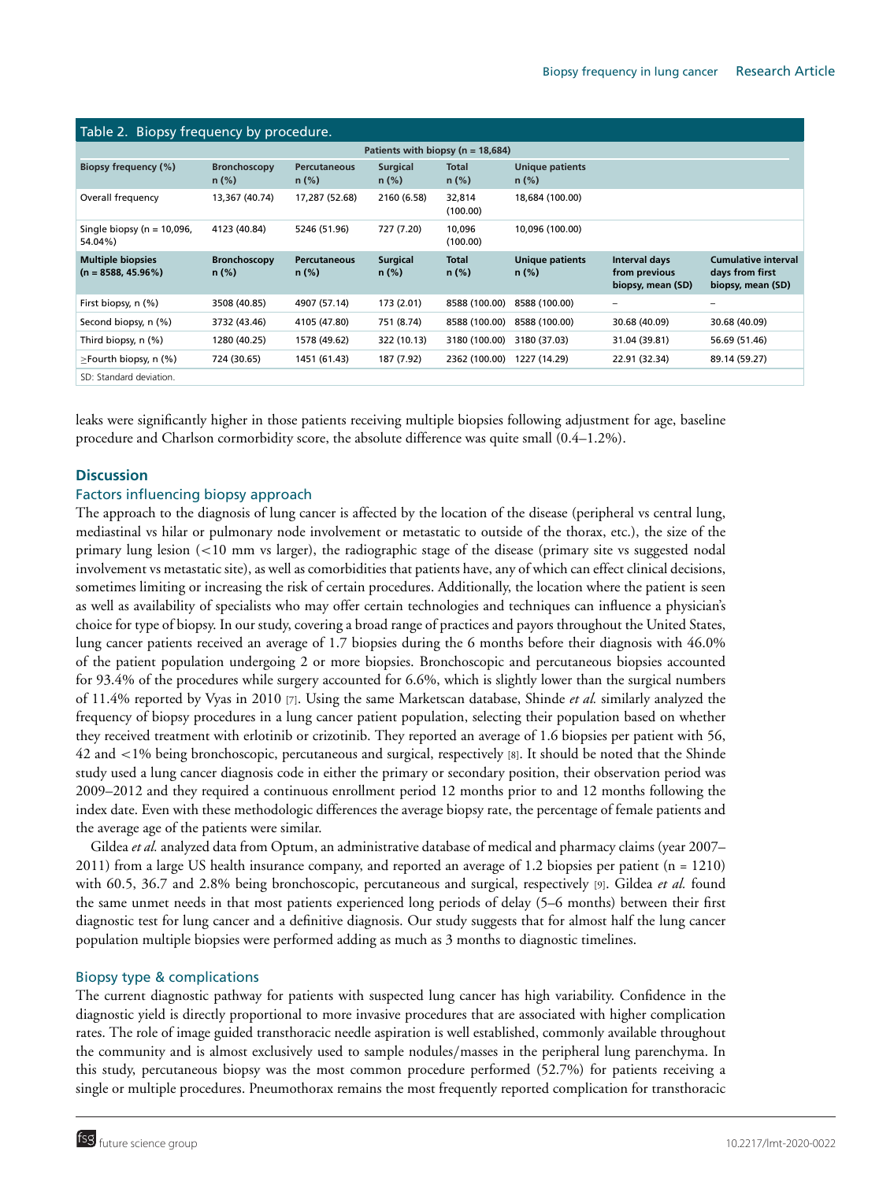Table 2. Biopsy frequency by procedure.

| Patients with biopsy (n = 18,684) | | | | | | | |
|---|---|---|---|---|---|---|---|
| **Biopsy frequency (%)** | **Bronchoscopy n (%)** | **Percutaneous n (%)** | **Surgical n (%)** | **Total n (%)** | **Unique patients n (%)** | | |
| Overall frequency | 13,367 (40.74) | 17,287 (52.68) | 2160 (6.58) | 32,814 (100.00) | 18,684 (100.00) | | |
| Single biopsy (n = 10,096, 54.04%) | 4123 (40.84) | 5246 (51.96) | 727 (7.20) | 10,096 (100.00) | 10,096 (100.00) | | |
| **Multiple biopsies (n = 8588, 45.96%)** | **Bronchoscopy n (%)** | **Percutaneous n (%)** | **Surgical n (%)** | **Total n (%)** | **Unique patients n (%)** | **Interval days from previous biopsy, mean (SD)** | **Cumulative interval days from first biopsy, mean (SD)** |
| First biopsy, n (%) | 3508 (40.85) | 4907 (57.14) | 173 (2.01) | 8588 (100.00) | 8588 (100.00) | – | – |
| Second biopsy, n (%) | 3732 (43.46) | 4105 (47.80) | 751 (8.74) | 8588 (100.00) | 8588 (100.00) | 30.68 (40.09) | 30.68 (40.09) |
| Third biopsy, n (%) | 1280 (40.25) | 1578 (49.62) | 322 (10.13) | 3180 (100.00) | 3180 (37.03) | 31.04 (39.81) | 56.69 (51.46) |
| ≥Fourth biopsy, n (%) | 724 (30.65) | 1451 (61.43) | 187 (7.92) | 2362 (100.00) | 1227 (14.29) | 22.91 (32.34) | 89.14 (59.27) |

SD: Standard deviation.

leaks were significantly higher in those patients receiving multiple biopsies following adjustment for age, baseline procedure and Charlson cormorbidity score, the absolute difference was quite small (0.4–1.2%).

## Discussion

### Factors influencing biopsy approach

The approach to the diagnosis of lung cancer is affected by the location of the disease (peripheral vs central lung, mediastinal vs hilar or pulmonary node involvement or metastatic to outside of the thorax, etc.), the size of the primary lung lesion (<10 mm vs larger), the radiographic stage of the disease (primary site vs suggested nodal involvement vs metastatic site), as well as comorbidities that patients have, any of which can effect clinical decisions, sometimes limiting or increasing the risk of certain procedures. Additionally, the location where the patient is seen as well as availability of specialists who may offer certain technologies and techniques can influence a physician's choice for type of biopsy. In our study, covering a broad range of practices and payors throughout the United States, lung cancer patients received an average of 1.7 biopsies during the 6 months before their diagnosis with 46.0% of the patient population undergoing 2 or more biopsies. Bronchoscopic and percutaneous biopsies accounted for 93.4% of the procedures while surgery accounted for 6.6%, which is slightly lower than the surgical numbers of 11.4% reported by Vyas in 2010 [7]. Using the same Marketscan database, Shinde *et al.* similarly analyzed the frequency of biopsy procedures in a lung cancer patient population, selecting their population based on whether they received treatment with erlotinib or crizotinib. They reported an average of 1.6 biopsies per patient with 56, 42 and <1% being bronchoscopic, percutaneous and surgical, respectively [8]. It should be noted that the Shinde study used a lung cancer diagnosis code in either the primary or secondary position, their observation period was 2009–2012 and they required a continuous enrollment period 12 months prior to and 12 months following the index date. Even with these methodologic differences the average biopsy rate, the percentage of female patients and the average age of the patients were similar.

Gildea *et al.* analyzed data from Optum, an administrative database of medical and pharmacy claims (year 2007–2011) from a large US health insurance company, and reported an average of 1.2 biopsies per patient (n = 1210) with 60.5, 36.7 and 2.8% being bronchoscopic, percutaneous and surgical, respectively [9]. Gildea *et al.* found the same unmet needs in that most patients experienced long periods of delay (5–6 months) between their first diagnostic test for lung cancer and a definitive diagnosis. Our study suggests that for almost half the lung cancer population multiple biopsies were performed adding as much as 3 months to diagnostic timelines.

### Biopsy type & complications

The current diagnostic pathway for patients with suspected lung cancer has high variability. Confidence in the diagnostic yield is directly proportional to more invasive procedures that are associated with higher complication rates. The role of image guided transthoracic needle aspiration is well established, commonly available throughout the community and is almost exclusively used to sample nodules/masses in the peripheral lung parenchyma. In this study, percutaneous biopsy was the most common procedure performed (52.7%) for patients receiving a single or multiple procedures. Pneumothorax remains the most frequently reported complication for transthoracic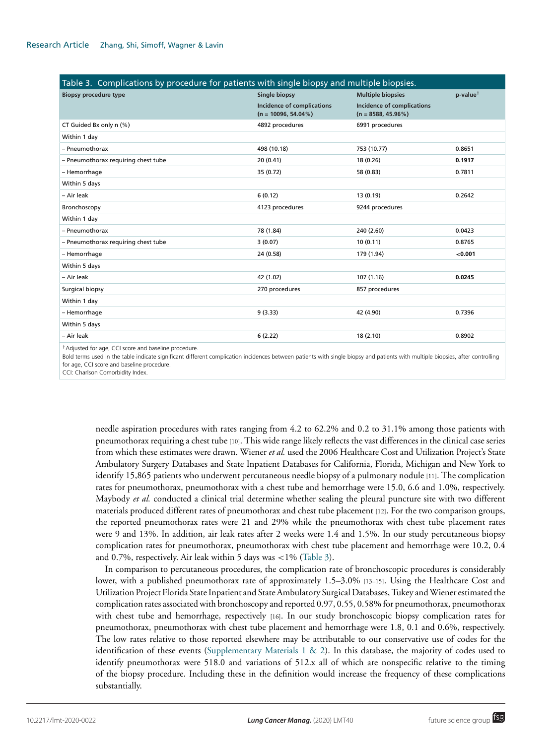Table 3. Complications by procedure for patients with single biopsy and multiple biopsies.

| Biopsy procedure type | Single biopsy | Multiple biopsies | p-value† |
|---|---|---|---|
| | Incidence of complications (n = 10096, 54.04%) | Incidence of complications (n = 8588, 45.96%) | |
| CT Guided Bx only n (%) | 4892 procedures | 6991 procedures | |
| Within 1 day | | | |
| – Pneumothorax | 498 (10.18) | 753 (10.77) | 0.8651 |
| – Pneumothorax requiring chest tube | 20 (0.41) | 18 (0.26) | **0.1917** |
| – Hemorrhage | 35 (0.72) | 58 (0.83) | 0.7811 |
| Within 5 days | | | |
| – Air leak | 6 (0.12) | 13 (0.19) | 0.2642 |
| Bronchoscopy | 4123 procedures | 9244 procedures | |
| Within 1 day | | | |
| – Pneumothorax | 78 (1.84) | 240 (2.60) | 0.0423 |
| – Pneumothorax requiring chest tube | 3 (0.07) | 10 (0.11) | 0.8765 |
| – Hemorrhage | 24 (0.58) | 179 (1.94) | **<0.001** |
| Within 5 days | | | |
| – Air leak | 42 (1.02) | 107 (1.16) | **0.0245** |
| Surgical biopsy | 270 procedures | 857 procedures | |
| Within 1 day | | | |
| – Hemorrhage | 9 (3.33) | 42 (4.90) | 0.7396 |
| Within 5 days | | | |
| – Air leak | 6 (2.22) | 18 (2.10) | 0.8902 |

†Adjusted for age, CCI score and baseline procedure.

Bold terms used in the table indicate significant different complication incidences between patients with single biopsy and patients with multiple biopsies, after controlling for age, CCI score and baseline procedure.

CCI: Charlson Comorbidity Index.

needle aspiration procedures with rates ranging from 4.2 to 62.2% and 0.2 to 31.1% among those patients with pneumothorax requiring a chest tube [10]. This wide range likely reflects the vast differences in the clinical case series from which these estimates were drawn. Wiener *et al.* used the 2006 Healthcare Cost and Utilization Project's State Ambulatory Surgery Databases and State Inpatient Databases for California, Florida, Michigan and New York to identify 15,865 patients who underwent percutaneous needle biopsy of a pulmonary nodule [11]. The complication rates for pneumothorax, pneumothorax with a chest tube and hemorrhage were 15.0, 6.6 and 1.0%, respectively. Maybody *et al.* conducted a clinical trial determine whether sealing the pleural puncture site with two different materials produced different rates of pneumothorax and chest tube placement [12]. For the two comparison groups, the reported pneumothorax rates were 21 and 29% while the pneumothorax with chest tube placement rates were 9 and 13%. In addition, air leak rates after 2 weeks were 1.4 and 1.5%. In our study percutaneous biopsy complication rates for pneumothorax, pneumothorax with chest tube placement and hemorrhage were 10.2, 0.4 and 0.7%, respectively. Air leak within 5 days was <1% (Table 3).

In comparison to percutaneous procedures, the complication rate of bronchoscopic procedures is considerably lower, with a published pneumothorax rate of approximately 1.5–3.0% [13–15]. Using the Healthcare Cost and Utilization Project Florida State Inpatient and State Ambulatory Surgical Databases, Tukey and Wiener estimated the complication rates associated with bronchoscopy and reported 0.97, 0.55, 0.58% for pneumothorax, pneumothorax with chest tube and hemorrhage, respectively [16]. In our study bronchoscopic biopsy complication rates for pneumothorax, pneumothorax with chest tube placement and hemorrhage were 1.8, 0.1 and 0.6%, respectively. The low rates relative to those reported elsewhere may be attributable to our conservative use of codes for the identification of these events (Supplementary Materials 1 & 2). In this database, the majority of codes used to identify pneumothorax were 518.0 and variations of 512.x all of which are nonspecific relative to the timing of the biopsy procedure. Including these in the definition would increase the frequency of these complications substantially.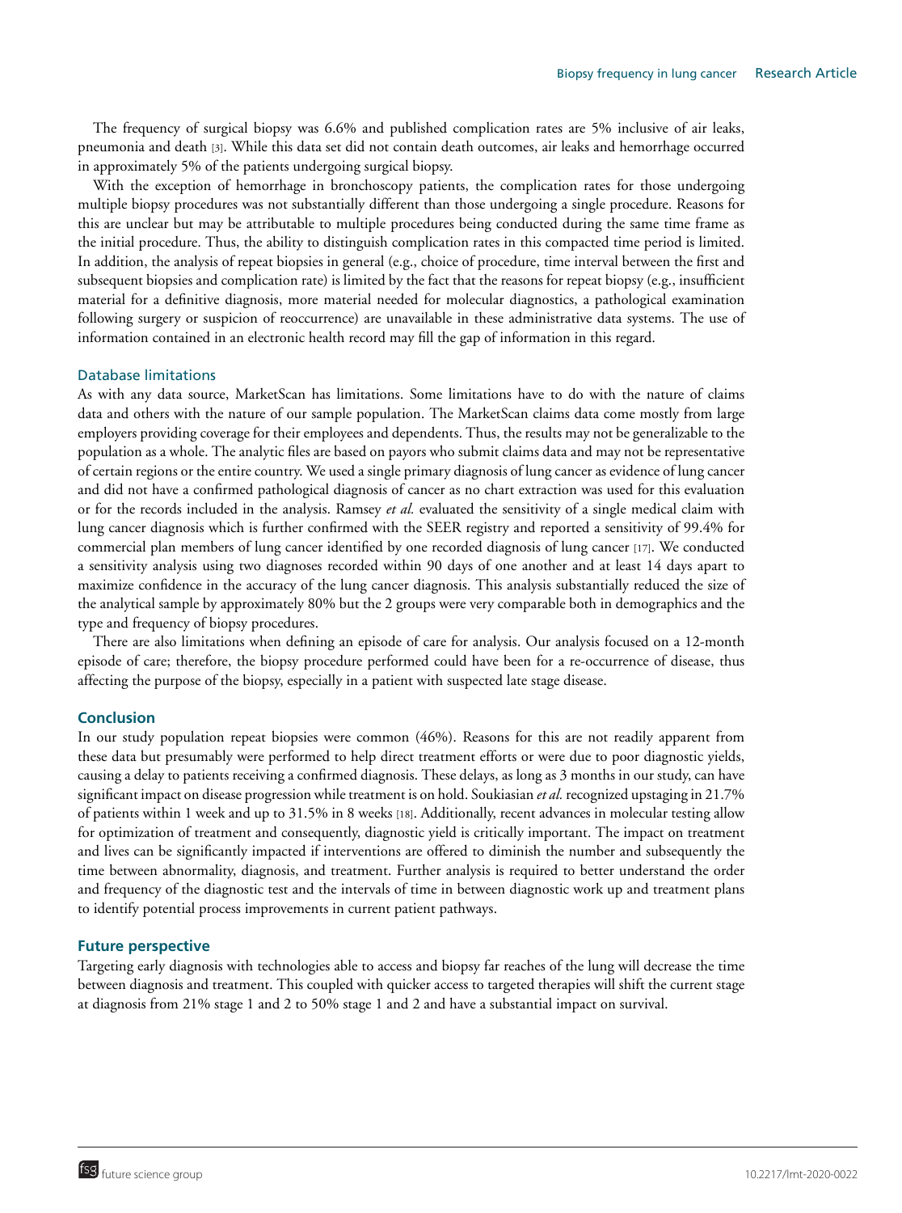The frequency of surgical biopsy was 6.6% and published complication rates are 5% inclusive of air leaks, pneumonia and death [3]. While this data set did not contain death outcomes, air leaks and hemorrhage occurred in approximately 5% of the patients undergoing surgical biopsy.

With the exception of hemorrhage in bronchoscopy patients, the complication rates for those undergoing multiple biopsy procedures was not substantially different than those undergoing a single procedure. Reasons for this are unclear but may be attributable to multiple procedures being conducted during the same time frame as the initial procedure. Thus, the ability to distinguish complication rates in this compacted time period is limited. In addition, the analysis of repeat biopsies in general (e.g., choice of procedure, time interval between the first and subsequent biopsies and complication rate) is limited by the fact that the reasons for repeat biopsy (e.g., insufficient material for a definitive diagnosis, more material needed for molecular diagnostics, a pathological examination following surgery or suspicion of reoccurrence) are unavailable in these administrative data systems. The use of information contained in an electronic health record may fill the gap of information in this regard.

### Database limitations

As with any data source, MarketScan has limitations. Some limitations have to do with the nature of claims data and others with the nature of our sample population. The MarketScan claims data come mostly from large employers providing coverage for their employees and dependents. Thus, the results may not be generalizable to the population as a whole. The analytic files are based on payors who submit claims data and may not be representative of certain regions or the entire country. We used a single primary diagnosis of lung cancer as evidence of lung cancer and did not have a confirmed pathological diagnosis of cancer as no chart extraction was used for this evaluation or for the records included in the analysis. Ramsey *et al.* evaluated the sensitivity of a single medical claim with lung cancer diagnosis which is further confirmed with the SEER registry and reported a sensitivity of 99.4% for commercial plan members of lung cancer identified by one recorded diagnosis of lung cancer [17]. We conducted a sensitivity analysis using two diagnoses recorded within 90 days of one another and at least 14 days apart to maximize confidence in the accuracy of the lung cancer diagnosis. This analysis substantially reduced the size of the analytical sample by approximately 80% but the 2 groups were very comparable both in demographics and the type and frequency of biopsy procedures.

There are also limitations when defining an episode of care for analysis. Our analysis focused on a 12-month episode of care; therefore, the biopsy procedure performed could have been for a re-occurrence of disease, thus affecting the purpose of the biopsy, especially in a patient with suspected late stage disease.

## Conclusion

In our study population repeat biopsies were common (46%). Reasons for this are not readily apparent from these data but presumably were performed to help direct treatment efforts or were due to poor diagnostic yields, causing a delay to patients receiving a confirmed diagnosis. These delays, as long as 3 months in our study, can have significant impact on disease progression while treatment is on hold. Soukiasian *et al.* recognized upstaging in 21.7% of patients within 1 week and up to 31.5% in 8 weeks [18]. Additionally, recent advances in molecular testing allow for optimization of treatment and consequently, diagnostic yield is critically important. The impact on treatment and lives can be significantly impacted if interventions are offered to diminish the number and subsequently the time between abnormality, diagnosis, and treatment. Further analysis is required to better understand the order and frequency of the diagnostic test and the intervals of time in between diagnostic work up and treatment plans to identify potential process improvements in current patient pathways.

## Future perspective

Targeting early diagnosis with technologies able to access and biopsy far reaches of the lung will decrease the time between diagnosis and treatment. This coupled with quicker access to targeted therapies will shift the current stage at diagnosis from 21% stage 1 and 2 to 50% stage 1 and 2 and have a substantial impact on survival.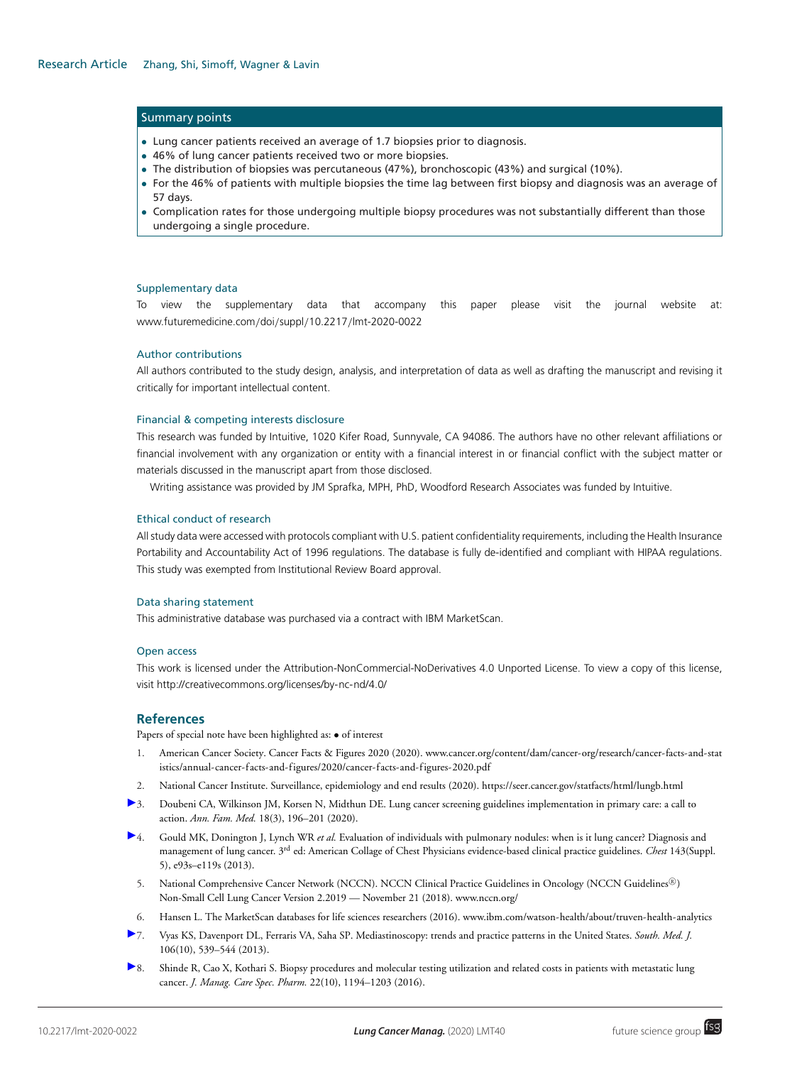## Summary points

- Lung cancer patients received an average of 1.7 biopsies prior to diagnosis.
- 46% of lung cancer patients received two or more biopsies.
- The distribution of biopsies was percutaneous (47%), bronchoscopic (43%) and surgical (10%).
- For the 46% of patients with multiple biopsies the time lag between first biopsy and diagnosis was an average of 57 days.
- Complication rates for those undergoing multiple biopsy procedures was not substantially different than those undergoing a single procedure.

### Supplementary data

To view the supplementary data that accompany this paper please visit the journal website at: www.futuremedicine.com/doi/suppl/10.2217/lmt-2020-0022

### Author contributions

All authors contributed to the study design, analysis, and interpretation of data as well as drafting the manuscript and revising it critically for important intellectual content.

### Financial & competing interests disclosure

This research was funded by Intuitive, 1020 Kifer Road, Sunnyvale, CA 94086. The authors have no other relevant affiliations or financial involvement with any organization or entity with a financial interest in or financial conflict with the subject matter or materials discussed in the manuscript apart from those disclosed.

Writing assistance was provided by JM Sprafka, MPH, PhD, Woodford Research Associates was funded by Intuitive.

### Ethical conduct of research

All study data were accessed with protocols compliant with U.S. patient confidentiality requirements, including the Health Insurance Portability and Accountability Act of 1996 regulations. The database is fully de-identified and compliant with HIPAA regulations. This study was exempted from Institutional Review Board approval.

### Data sharing statement

This administrative database was purchased via a contract with IBM MarketScan.

### Open access

This work is licensed under the Attribution-NonCommercial-NoDerivatives 4.0 Unported License. To view a copy of this license, visit http://creativecommons.org/licenses/by-nc-nd/4.0/

## References

Papers of special note have been highlighted as: • of interest

1. American Cancer Society. Cancer Facts & Figures 2020 (2020). www.cancer.org/content/dam/cancer-org/research/cancer-facts-and-statistics/annual-cancer-facts-and-figures/2020/cancer-facts-and-figures-2020.pdf
2. National Cancer Institute. Surveillance, epidemiology and end results (2020). https://seer.cancer.gov/statfacts/html/lungb.html
3. Doubeni CA, Wilkinson JM, Korsen N, Midthun DE. Lung cancer screening guidelines implementation in primary care: a call to action. *Ann. Fam. Med.* 18(3), 196–201 (2020).
4. Gould MK, Donington J, Lynch WR *et al.* Evaluation of individuals with pulmonary nodules: when is it lung cancer? Diagnosis and management of lung cancer. 3rd ed: American Collage of Chest Physicians evidence-based clinical practice guidelines. *Chest* 143(Suppl. 5), e93s–e119s (2013).
5. National Comprehensive Cancer Network (NCCN). NCCN Clinical Practice Guidelines in Oncology (NCCN Guidelines®) Non-Small Cell Lung Cancer Version 2.2019 — November 21 (2018). www.nccn.org/
6. Hansen L. The MarketScan databases for life sciences researchers (2016). www.ibm.com/watson-health/about/truven-health-analytics
7. Vyas KS, Davenport DL, Ferraris VA, Saha SP. Mediastinoscopy: trends and practice patterns in the United States. *South. Med. J.* 106(10), 539–544 (2013).
8. Shinde R, Cao X, Kothari S. Biopsy procedures and molecular testing utilization and related costs in patients with metastatic lung cancer. *J. Manag. Care Spec. Pharm.* 22(10), 1194–1203 (2016).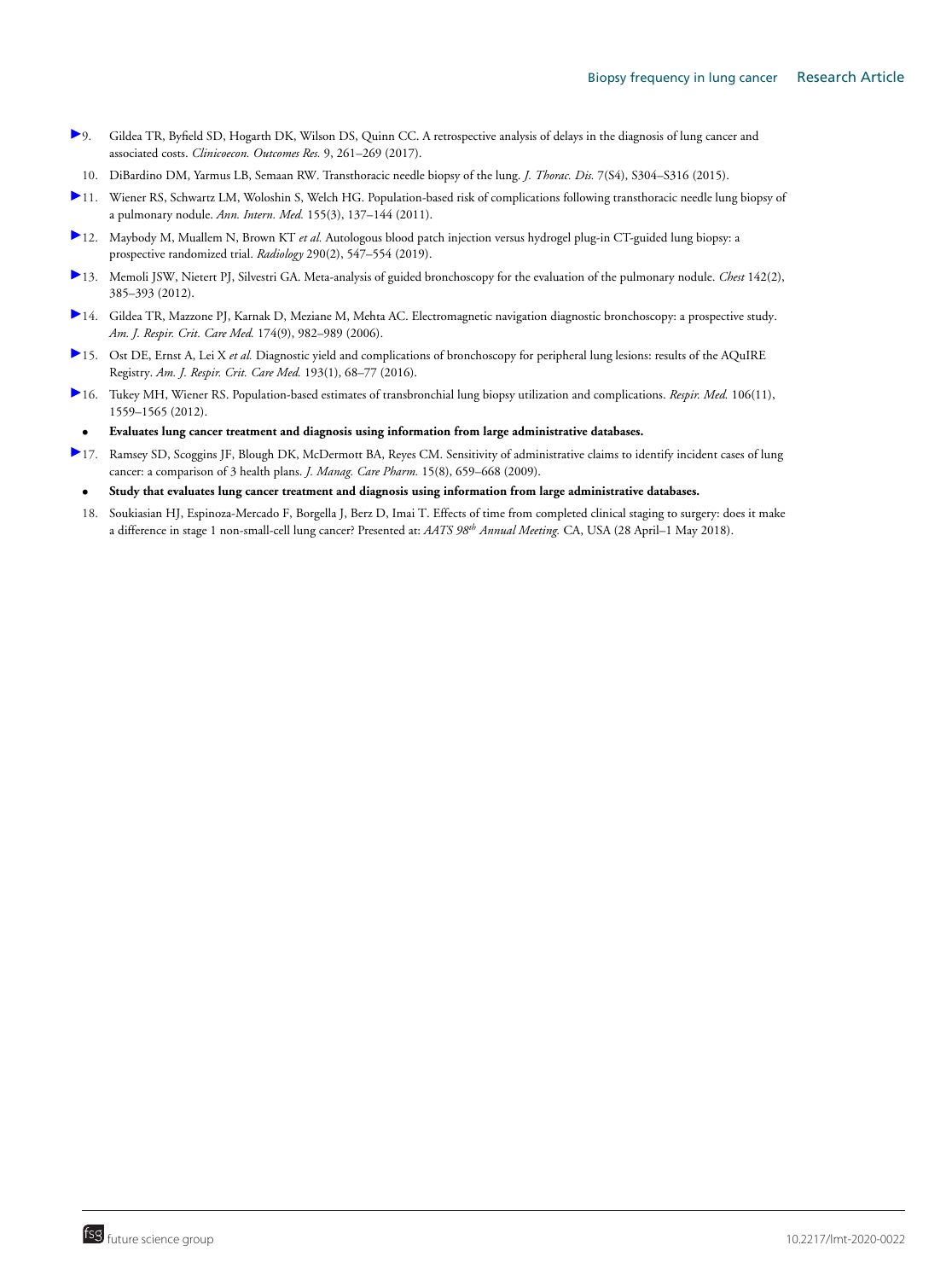9. Gildea TR, Byfield SD, Hogarth DK, Wilson DS, Quinn CC. A retrospective analysis of delays in the diagnosis of lung cancer and associated costs. *Clinicoecon. Outcomes Res.* 9, 261–269 (2017).
10. DiBardino DM, Yarmus LB, Semaan RW. Transthoracic needle biopsy of the lung. *J. Thorac. Dis.* 7(S4), S304–S316 (2015).
11. Wiener RS, Schwartz LM, Woloshin S, Welch HG. Population-based risk of complications following transthoracic needle lung biopsy of a pulmonary nodule. *Ann. Intern. Med.* 155(3), 137–144 (2011).
12. Maybody M, Muallem N, Brown KT *et al.* Autologous blood patch injection versus hydrogel plug in CT-guided lung biopsy: a prospective randomized trial. *Radiology* 290(2), 547–554 (2019).
13. Memoli JSW, Nietert PJ, Silvestri GA. Meta-analysis of guided bronchoscopy for the evaluation of the pulmonary nodule. *Chest* 142(2), 385–393 (2012).
14. Gildea TR, Mazzone PJ, Karnak D, Meziane M, Mehta AC. Electromagnetic navigation diagnostic bronchoscopy: a prospective study. *Am. J. Respir. Crit. Care Med.* 174(9), 982–989 (2006).
15. Ost DE, Ernst A, Lei X *et al.* Diagnostic yield and complications of bronchoscopy for peripheral lung lesions: results of the AQuIRE Registry. *Am. J. Respir. Crit. Care Med.* 193(1), 68–77 (2016).
16. Tukey MH, Wiener RS. Population-based estimates of transbronchial lung biopsy utilization and complications. *Respir. Med.* 106(11), 1559–1565 (2012).
    - **Evaluates lung cancer treatment and diagnosis using information from large administrative databases.**
17. Ramsey SD, Scoggins JF, Blough DK, McDermott BA, Reyes CM. Sensitivity of administrative claims to identify incident cases of lung cancer: a comparison of 3 health plans. *J. Manag. Care Pharm.* 15(8), 659–668 (2009).
    - **Study that evaluates lung cancer treatment and diagnosis using information from large administrative databases.**
18. Soukiasian HJ, Espinoza-Mercado F, Borgella J, Berz D, Imai T. Effects of time from completed clinical staging to surgery: does it make a difference in stage 1 non-small-cell lung cancer? Presented at: *AATS 98th Annual Meeting.* CA, USA (28 April–1 May 2018).